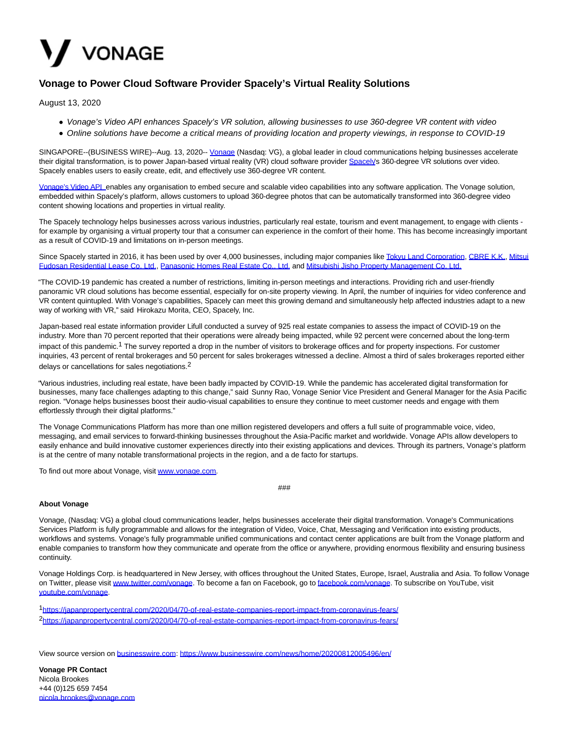VONAGE

# Vonage to Power Cloud Software Provider Spacely's Virtual Reality Solutions

August 13, 2020

- *Vonage's Video API enhances Spacely's VR solution, allowing businesses to use 360-degree VR content with video*
- *Online solutions have become a critical means of providing location and property viewings, in response to COVID-19*

SINGAPORE--(BUSINESS WIRE)--Aug. 13, 2020-- Vonage (Nasdaq: VG), a global leader in cloud communications helping businesses accelerate their digital transformation, is to power Japan-based virtual reality (VR) cloud software provider Spacely's 360-degree VR solutions over video. Spacely enables users to easily create, edit, and effectively use 360-degree VR content.

Vonage's Video API enables any organisation to embed secure and scalable video capabilities into any software application. The Vonage solution, embedded within Spacely's platform, allows customers to upload 360-degree photos that can be automatically transformed into 360-degree video content showing locations and properties in virtual reality.

The Spacely technology helps businesses across various industries, particularly real estate, tourism and event management, to engage with clients - for example by organising a virtual property tour that a consumer can experience in the comfort of their home. This has become increasingly important as a result of COVID-19 and limitations on in-person meetings.

Since Spacely started in 2016, it has been used by over 4,000 businesses, including major companies like Tokyu Land Corporation, CBRE K.K., Mitsui Fudosan Residential Lease Co. Ltd., Panasonic Homes Real Estate Co., Ltd. and Mitsubishi Jisho Property Management Co. Ltd.

"The COVID-19 pandemic has created a number of restrictions, limiting in-person meetings and interactions. Providing rich and user-friendly panoramic VR cloud solutions has become essential, especially for on-site property viewing. In April, the number of inquiries for video conference and VR content quintupled. With Vonage's capabilities, Spacely can meet this growing demand and simultaneously help affected industries adapt to a new way of working with VR," said Hirokazu Morita, CEO, Spacely, Inc.

Japan-based real estate information provider Lifull conducted a survey of 925 real estate companies to assess the impact of COVID-19 on the industry. More than 70 percent reported that their operations were already being impacted, while 92 percent were concerned about the long-term impact of this pandemic.[1] The survey reported a drop in the number of visitors to brokerage offices and for property inspections. For customer inquiries, 43 percent of rental brokerages and 50 percent for sales brokerages witnessed a decline. Almost a third of sales brokerages reported either delays or cancellations for sales negotiations.[2]

"Various industries, including real estate, have been badly impacted by COVID-19. While the pandemic has accelerated digital transformation for businesses, many face challenges adapting to this change," said Sunny Rao, Vonage Senior Vice President and General Manager for the Asia Pacific region. "Vonage helps businesses boost their audio-visual capabilities to ensure they continue to meet customer needs and engage with them effortlessly through their digital platforms."

The Vonage Communications Platform has more than one million registered developers and offers a full suite of programmable voice, video, messaging, and email services to forward-thinking businesses throughout the Asia-Pacific market and worldwide. Vonage APIs allow developers to easily enhance and build innovative customer experiences directly into their existing applications and devices. Through its partners, Vonage's platform is at the centre of many notable transformational projects in the region, and a de facto for startups.

To find out more about Vonage, visit www.vonage.com.

###

**About Vonage**

Vonage, (Nasdaq: VG) a global cloud communications leader, helps businesses accelerate their digital transformation. Vonage's Communications Services Platform is fully programmable and allows for the integration of Video, Voice, Chat, Messaging and Verification into existing products, workflows and systems. Vonage's fully programmable unified communications and contact center applications are built from the Vonage platform and enable companies to transform how they communicate and operate from the office or anywhere, providing enormous flexibility and ensuring business continuity.

Vonage Holdings Corp. is headquartered in New Jersey, with offices throughout the United States, Europe, Israel, Australia and Asia. To follow Vonage on Twitter, please visit www.twitter.com/vonage. To become a fan on Facebook, go to facebook.com/vonage. To subscribe on YouTube, visit youtube.com/vonage.

[1] https://japanpropertycentral.com/2020/04/70-of-real-estate-companies-report-impact-from-coronavirus-fears/

[2] https://japanpropertycentral.com/2020/04/70-of-real-estate-companies-report-impact-from-coronavirus-fears/

View source version on businesswire.com: https://www.businesswire.com/news/home/20200812005496/en/

**Vonage PR Contact**
Nicola Brookes
+44 (0)125 659 7454
nicola.brookes@vonage.com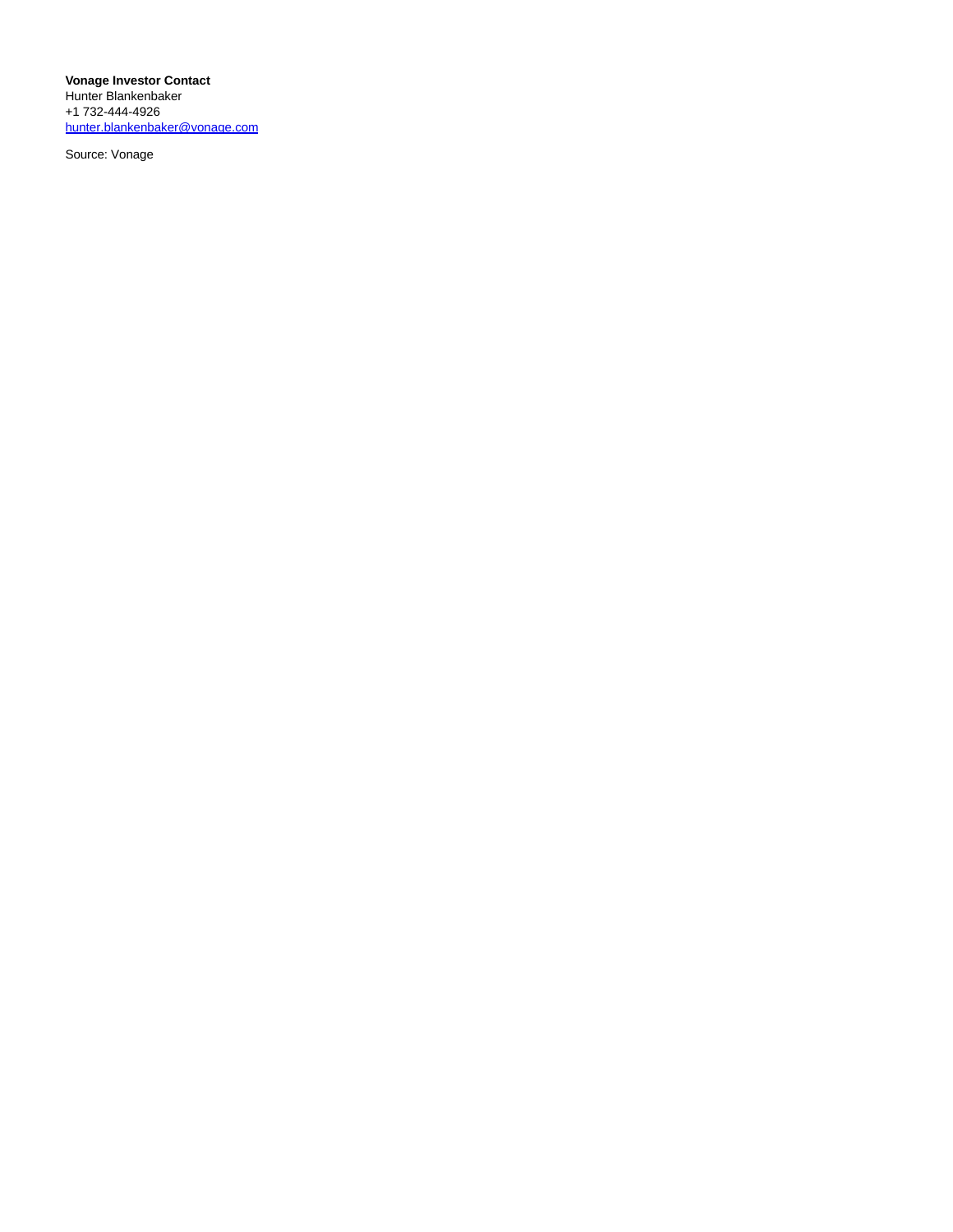**Vonage Investor Contact**
Hunter Blankenbaker
+1 732-444-4926
hunter.blankenbaker@vonage.com

Source: Vonage